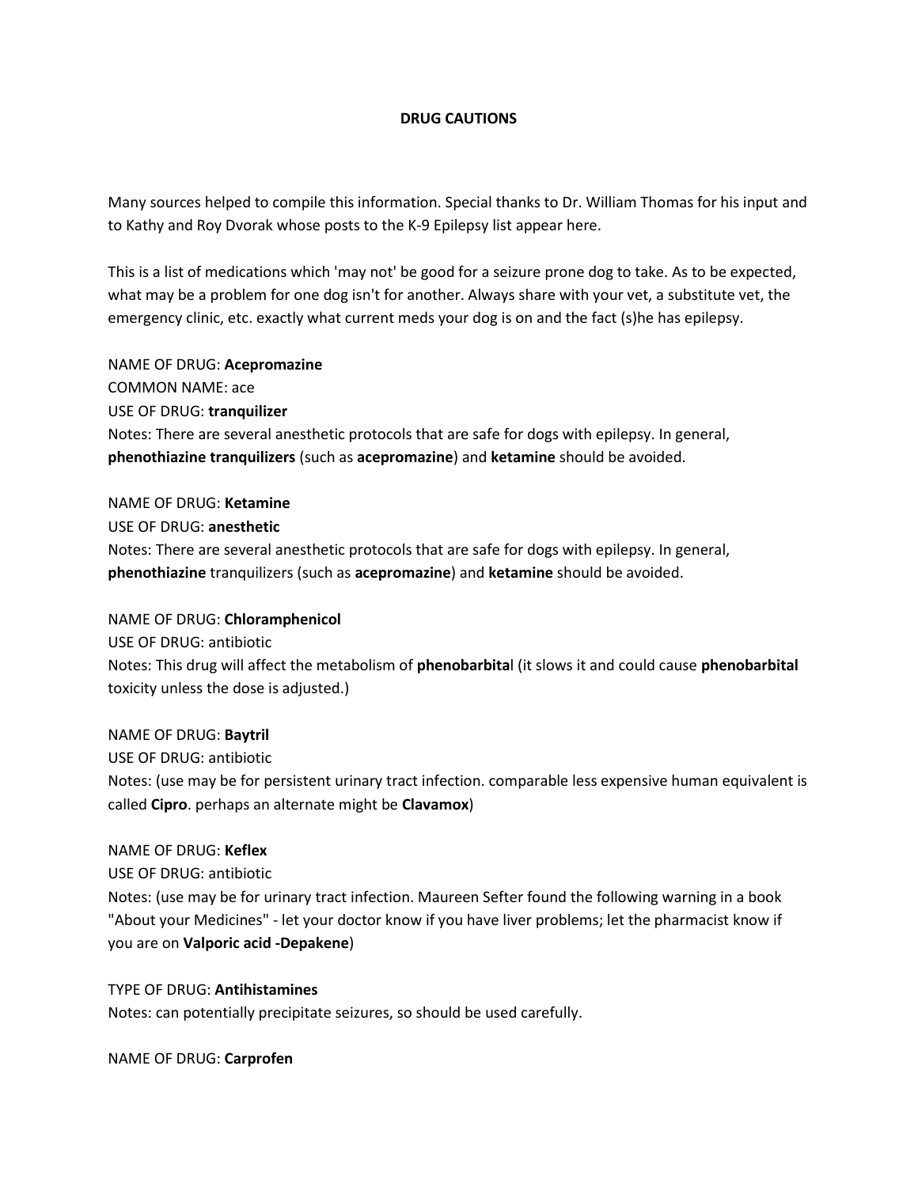# DRUG CAUTIONS

Many sources helped to compile this information. Special thanks to Dr. William Thomas for his input and to Kathy and Roy Dvorak whose posts to the K-9 Epilepsy list appear here.

This is a list of medications which 'may not' be good for a seizure prone dog to take. As to be expected, what may be a problem for one dog isn't for another. Always share with your vet, a substitute vet, the emergency clinic, etc. exactly what current meds your dog is on and the fact (s)he has epilepsy.

NAME OF DRUG: **Acepromazine**
COMMON NAME: ace
USE OF DRUG: **tranquilizer**
Notes: There are several anesthetic protocols that are safe for dogs with epilepsy. In general, **phenothiazine tranquilizers** (such as **acepromazine**) and **ketamine** should be avoided.

NAME OF DRUG: **Ketamine**
USE OF DRUG: **anesthetic**
Notes: There are several anesthetic protocols that are safe for dogs with epilepsy. In general, **phenothiazine** tranquilizers (such as **acepromazine**) and **ketamine** should be avoided.

NAME OF DRUG: **Chloramphenicol**
USE OF DRUG: antibiotic
Notes: This drug will affect the metabolism of **phenobarbita**l (it slows it and could cause **phenobarbital** toxicity unless the dose is adjusted.)

NAME OF DRUG: **Baytril**
USE OF DRUG: antibiotic
Notes: (use may be for persistent urinary tract infection. comparable less expensive human equivalent is called **Cipro**. perhaps an alternate might be **Clavamox**)

NAME OF DRUG: **Keflex**
USE OF DRUG: antibiotic
Notes: (use may be for urinary tract infection. Maureen Sefter found the following warning in a book "About your Medicines" - let your doctor know if you have liver problems; let the pharmacist know if you are on **Valporic acid -Depakene**)

TYPE OF DRUG: **Antihistamines**
Notes: can potentially precipitate seizures, so should be used carefully.

NAME OF DRUG: **Carprofen**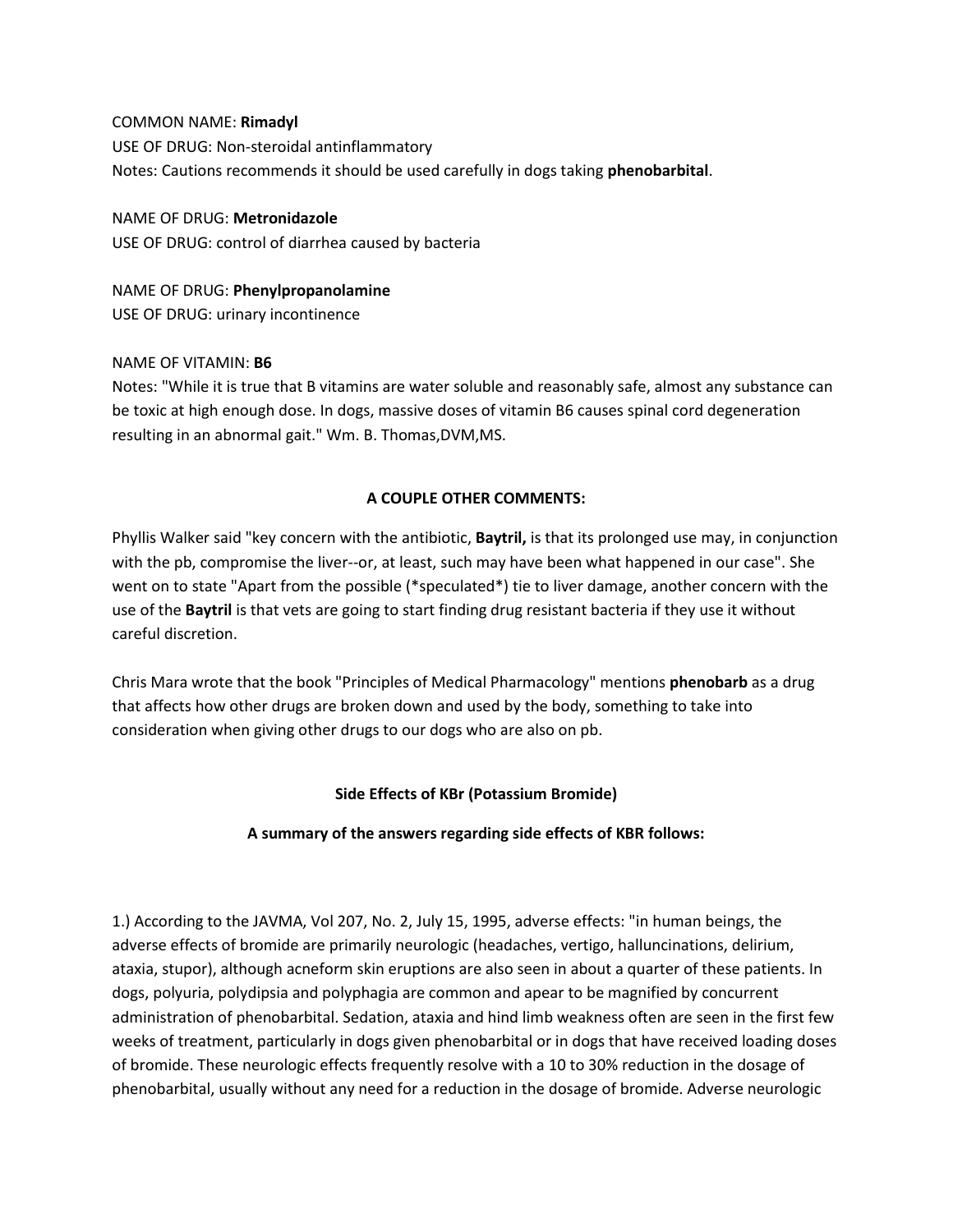COMMON NAME: **Rimadyl**
USE OF DRUG: Non-steroidal antinflammatory
Notes: Cautions recommends it should be used carefully in dogs taking **phenobarbital**.

NAME OF DRUG: **Metronidazole**
USE OF DRUG: control of diarrhea caused by bacteria

NAME OF DRUG: **Phenylpropanolamine**
USE OF DRUG: urinary incontinence

NAME OF VITAMIN: **B6**
Notes: "While it is true that B vitamins are water soluble and reasonably safe, almost any substance can be toxic at high enough dose. In dogs, massive doses of vitamin B6 causes spinal cord degeneration resulting in an abnormal gait." Wm. B. Thomas,DVM,MS.

**A COUPLE OTHER COMMENTS:**

Phyllis Walker said "key concern with the antibiotic, **Baytril,** is that its prolonged use may, in conjunction with the pb, compromise the liver--or, at least, such may have been what happened in our case". She went on to state "Apart from the possible (*speculated*) tie to liver damage, another concern with the use of the **Baytril** is that vets are going to start finding drug resistant bacteria if they use it without careful discretion.

Chris Mara wrote that the book "Principles of Medical Pharmacology" mentions **phenobarb** as a drug that affects how other drugs are broken down and used by the body, something to take into consideration when giving other drugs to our dogs who are also on pb.

**Side Effects of KBr (Potassium Bromide)**

**A summary of the answers regarding side effects of KBR follows:**

1.) According to the JAVMA, Vol 207, No. 2, July 15, 1995, adverse effects: "in human beings, the adverse effects of bromide are primarily neurologic (headaches, vertigo, halluncinations, delirium, ataxia, stupor), although acneform skin eruptions are also seen in about a quarter of these patients. In dogs, polyuria, polydipsia and polyphagia are common and apear to be magnified by concurrent administration of phenobarbital. Sedation, ataxia and hind limb weakness often are seen in the first few weeks of treatment, particularly in dogs given phenobarbital or in dogs that have received loading doses of bromide. These neurologic effects frequently resolve with a 10 to 30% reduction in the dosage of phenobarbital, usually without any need for a reduction in the dosage of bromide. Adverse neurologic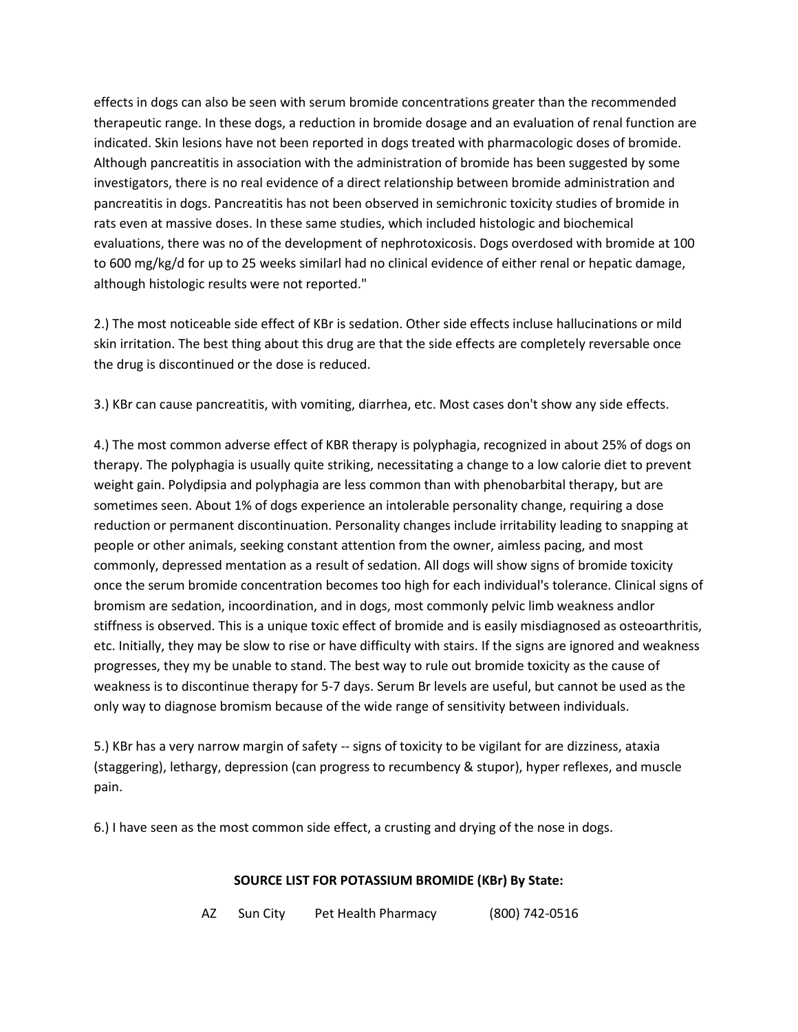effects in dogs can also be seen with serum bromide concentrations greater than the recommended therapeutic range. In these dogs, a reduction in bromide dosage and an evaluation of renal function are indicated. Skin lesions have not been reported in dogs treated with pharmacologic doses of bromide. Although pancreatitis in association with the administration of bromide has been suggested by some investigators, there is no real evidence of a direct relationship between bromide administration and pancreatitis in dogs. Pancreatitis has not been observed in semichronic toxicity studies of bromide in rats even at massive doses. In these same studies, which included histologic and biochemical evaluations, there was no of the development of nephrotoxicosis. Dogs overdosed with bromide at 100 to 600 mg/kg/d for up to 25 weeks similarl had no clinical evidence of either renal or hepatic damage, although histologic results were not reported."

2.) The most noticeable side effect of KBr is sedation. Other side effects incluse hallucinations or mild skin irritation. The best thing about this drug are that the side effects are completely reversable once the drug is discontinued or the dose is reduced.

3.) KBr can cause pancreatitis, with vomiting, diarrhea, etc. Most cases don't show any side effects.

4.) The most common adverse effect of KBR therapy is polyphagia, recognized in about 25% of dogs on therapy. The polyphagia is usually quite striking, necessitating a change to a low calorie diet to prevent weight gain. Polydipsia and polyphagia are less common than with phenobarbital therapy, but are sometimes seen. About 1% of dogs experience an intolerable personality change, requiring a dose reduction or permanent discontinuation. Personality changes include irritability leading to snapping at people or other animals, seeking constant attention from the owner, aimless pacing, and most commonly, depressed mentation as a result of sedation. All dogs will show signs of bromide toxicity once the serum bromide concentration becomes too high for each individual's tolerance. Clinical signs of bromism are sedation, incoordination, and in dogs, most commonly pelvic limb weakness andlor stiffness is observed. This is a unique toxic effect of bromide and is easily misdiagnosed as osteoarthritis, etc. Initially, they may be slow to rise or have difficulty with stairs. If the signs are ignored and weakness progresses, they my be unable to stand. The best way to rule out bromide toxicity as the cause of weakness is to discontinue therapy for 5-7 days. Serum Br levels are useful, but cannot be used as the only way to diagnose bromism because of the wide range of sensitivity between individuals.

5.) KBr has a very narrow margin of safety -- signs of toxicity to be vigilant for are dizziness, ataxia (staggering), lethargy, depression (can progress to recumbency & stupor), hyper reflexes, and muscle pain.

6.) I have seen as the most common side effect, a crusting and drying of the nose in dogs.

**SOURCE LIST FOR POTASSIUM BROMIDE (KBr) By State:**

| | | | |
|---|---|---|---|
| AZ | Sun City | Pet Health Pharmacy | (800) 742-0516 |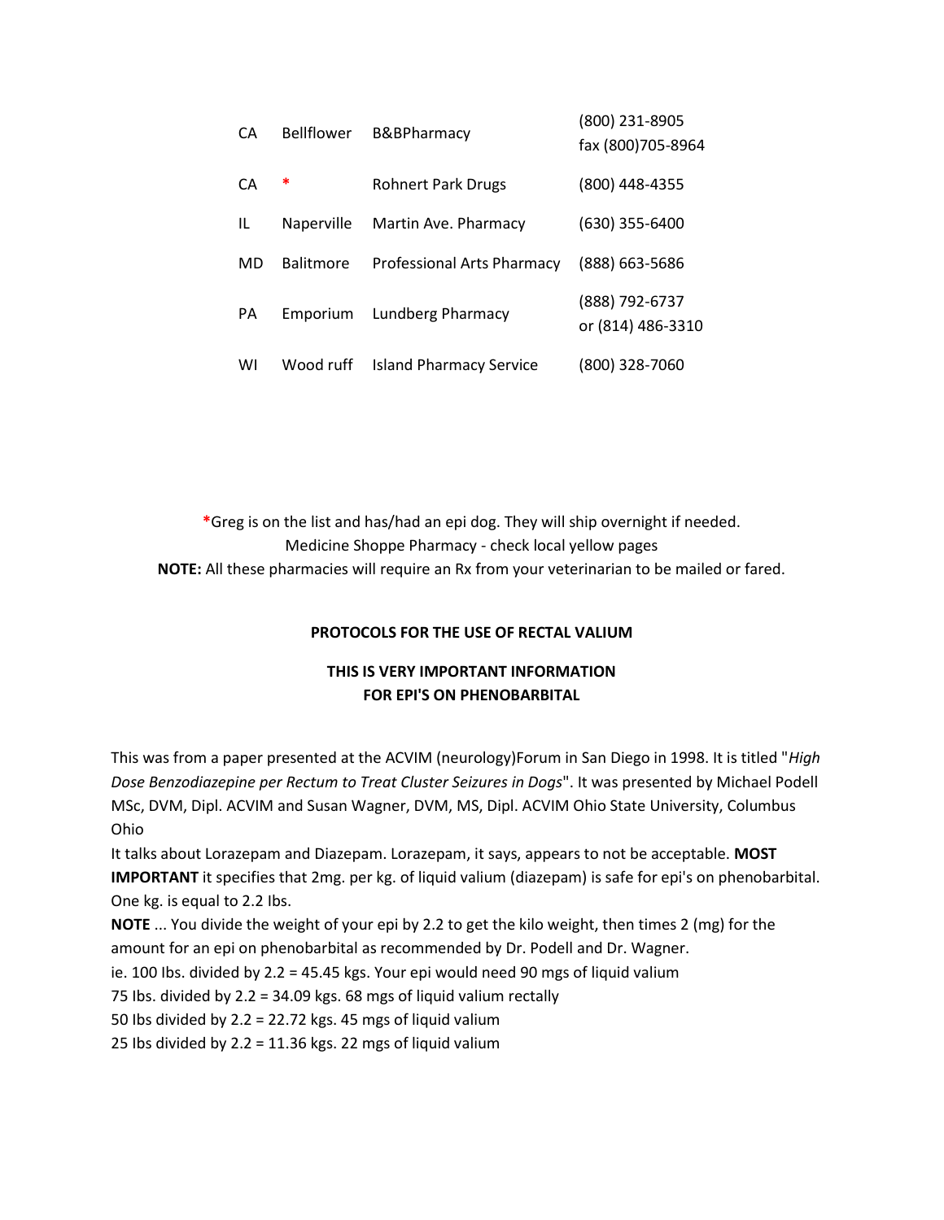| | | | |
|---|---|---|---|
| CA | Bellflower | B&BPharmacy | (800) 231-8905<br>fax (800)705-8964 |
| CA | * | Rohnert Park Drugs | (800) 448-4355 |
| IL | Naperville | Martin Ave. Pharmacy | (630) 355-6400 |
| MD | Balitmore | Professional Arts Pharmacy | (888) 663-5686 |
| PA | Emporium | Lundberg Pharmacy | (888) 792-6737<br>or (814) 486-3310 |
| WI | Wood ruff | Island Pharmacy Service | (800) 328-7060 |

*Greg is on the list and has/had an epi dog. They will ship overnight if needed.
Medicine Shoppe Pharmacy - check local yellow pages
**NOTE:** All these pharmacies will require an Rx from your veterinarian to be mailed or fared.

**PROTOCOLS FOR THE USE OF RECTAL VALIUM**

**THIS IS VERY IMPORTANT INFORMATION FOR EPI'S ON PHENOBARBITAL**

This was from a paper presented at the ACVIM (neurology)Forum in San Diego in 1998. It is titled "*High Dose Benzodiazepine per Rectum to Treat Cluster Seizures in Dogs*". It was presented by Michael Podell MSc, DVM, Dipl. ACVIM and Susan Wagner, DVM, MS, Dipl. ACVIM Ohio State University, Columbus Ohio

It talks about Lorazepam and Diazepam. Lorazepam, it says, appears to not be acceptable. **MOST IMPORTANT** it specifies that 2mg. per kg. of liquid valium (diazepam) is safe for epi's on phenobarbital. One kg. is equal to 2.2 lbs.

**NOTE** ... You divide the weight of your epi by 2.2 to get the kilo weight, then times 2 (mg) for the amount for an epi on phenobarbital as recommended by Dr. Podell and Dr. Wagner.

ie. 100 lbs. divided by 2.2 = 45.45 kgs. Your epi would need 90 mgs of liquid valium
75 lbs. divided by 2.2 = 34.09 kgs. 68 mgs of liquid valium rectally
50 lbs divided by 2.2 = 22.72 kgs. 45 mgs of liquid valium
25 lbs divided by 2.2 = 11.36 kgs. 22 mgs of liquid valium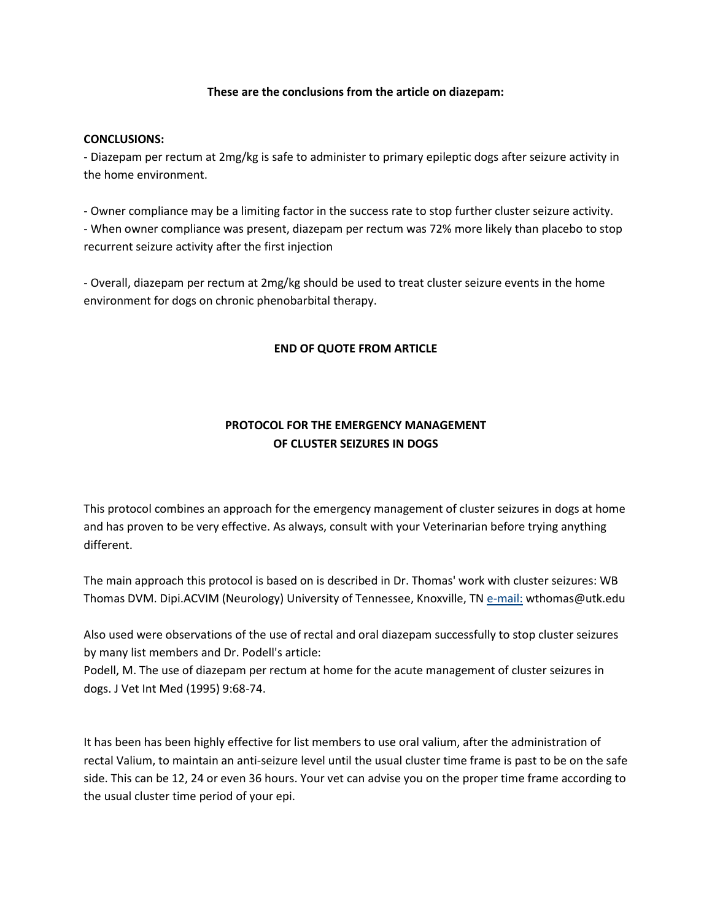**These are the conclusions from the article on diazepam:**

**CONCLUSIONS:**

- Diazepam per rectum at 2mg/kg is safe to administer to primary epileptic dogs after seizure activity in the home environment.

- Owner compliance may be a limiting factor in the success rate to stop further cluster seizure activity.
- When owner compliance was present, diazepam per rectum was 72% more likely than placebo to stop recurrent seizure activity after the first injection

- Overall, diazepam per rectum at 2mg/kg should be used to treat cluster seizure events in the home environment for dogs on chronic phenobarbital therapy.

**END OF QUOTE FROM ARTICLE**

## PROTOCOL FOR THE EMERGENCY MANAGEMENT OF CLUSTER SEIZURES IN DOGS

This protocol combines an approach for the emergency management of cluster seizures in dogs at home and has proven to be very effective. As always, consult with your Veterinarian before trying anything different.

The main approach this protocol is based on is described in Dr. Thomas' work with cluster seizures: WB Thomas DVM. Dipl.ACVIM (Neurology) University of Tennessee, Knoxville, TN e-mail: wthomas@utk.edu

Also used were observations of the use of rectal and oral diazepam successfully to stop cluster seizures by many list members and Dr. Podell's article:
Podell, M. The use of diazepam per rectum at home for the acute management of cluster seizures in dogs. J Vet Int Med (1995) 9:68-74.

It has been has been highly effective for list members to use oral valium, after the administration of rectal Valium, to maintain an anti-seizure level until the usual cluster time frame is past to be on the safe side. This can be 12, 24 or even 36 hours. Your vet can advise you on the proper time frame according to the usual cluster time period of your epi.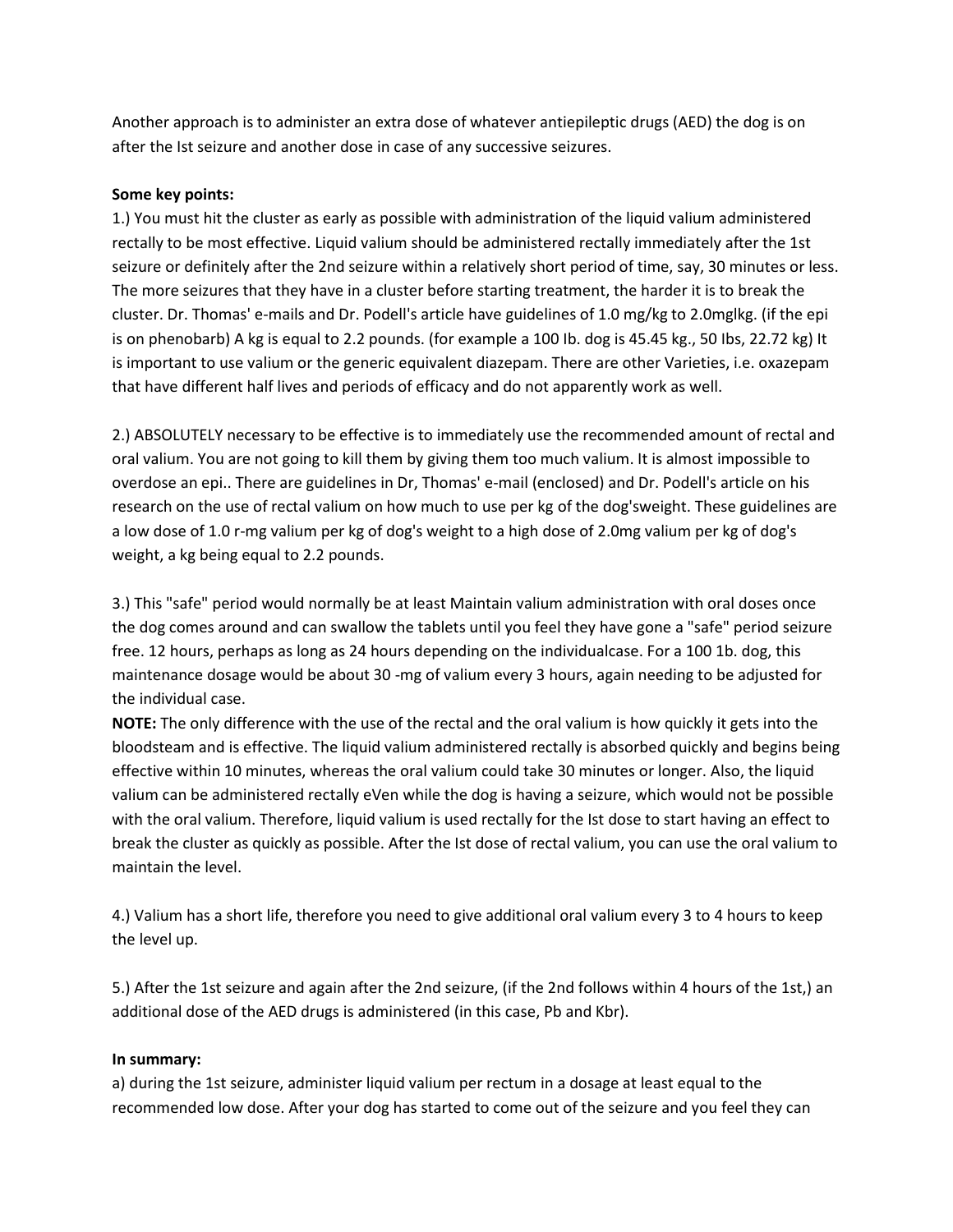Another approach is to administer an extra dose of whatever antiepileptic drugs (AED) the dog is on after the Ist seizure and another dose in case of any successive seizures.

**Some key points:**

1.) You must hit the cluster as early as possible with administration of the liquid valium administered rectally to be most effective. Liquid valium should be administered rectally immediately after the 1st seizure or definitely after the 2nd seizure within a relatively short period of time, say, 30 minutes or less. The more seizures that they have in a cluster before starting treatment, the harder it is to break the cluster. Dr. Thomas' e-mails and Dr. Podell's article have guidelines of 1.0 mg/kg to 2.0mglkg. (if the epi is on phenobarb) A kg is equal to 2.2 pounds. (for example a 100 Ib. dog is 45.45 kg., 50 Ibs, 22.72 kg) It is important to use valium or the generic equivalent diazepam. There are other Varieties, i.e. oxazepam that have different half lives and periods of efficacy and do not apparently work as well.

2.) ABSOLUTELY necessary to be effective is to immediately use the recommended amount of rectal and oral valium. You are not going to kill them by giving them too much valium. It is almost impossible to overdose an epi.. There are guidelines in Dr, Thomas' e-mail (enclosed) and Dr. Podell's article on his research on the use of rectal valium on how much to use per kg of the dog'sweight. These guidelines are a low dose of 1.0 r-mg valium per kg of dog's weight to a high dose of 2.0mg valium per kg of dog's weight, a kg being equal to 2.2 pounds.

3.) This "safe" period would normally be at least Maintain valium administration with oral doses once the dog comes around and can swallow the tablets until you feel they have gone a "safe" period seizure free. 12 hours, perhaps as long as 24 hours depending on the individualcase. For a 100 1b. dog, this maintenance dosage would be about 30 -mg of valium every 3 hours, again needing to be adjusted for the individual case.

**NOTE:** The only difference with the use of the rectal and the oral valium is how quickly it gets into the bloodsteam and is effective. The liquid valium administered rectally is absorbed quickly and begins being effective within 10 minutes, whereas the oral valium could take 30 minutes or longer. Also, the liquid valium can be administered rectally eVen while the dog is having a seizure, which would not be possible with the oral valium. Therefore, liquid valium is used rectally for the Ist dose to start having an effect to break the cluster as quickly as possible. After the Ist dose of rectal valium, you can use the oral valium to maintain the level.

4.) Valium has a short life, therefore you need to give additional oral valium every 3 to 4 hours to keep the level up.

5.) After the 1st seizure and again after the 2nd seizure, (if the 2nd follows within 4 hours of the 1st,) an additional dose of the AED drugs is administered (in this case, Pb and Kbr).

**In summary:**

a) during the 1st seizure, administer liquid valium per rectum in a dosage at least equal to the recommended low dose. After your dog has started to come out of the seizure and you feel they can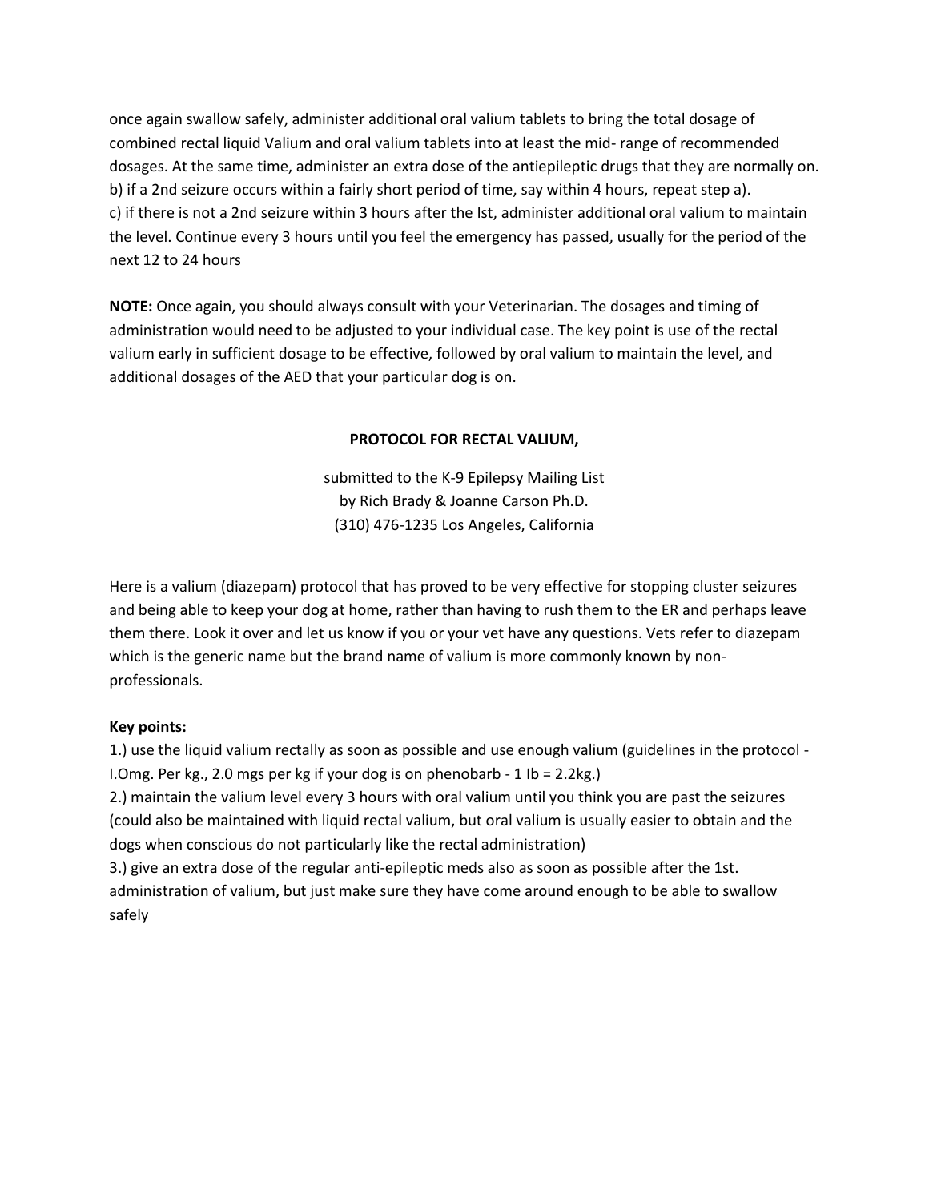once again swallow safely, administer additional oral valium tablets to bring the total dosage of combined rectal liquid Valium and oral valium tablets into at least the mid- range of recommended dosages. At the same time, administer an extra dose of the antiepileptic drugs that they are normally on.
b) if a 2nd seizure occurs within a fairly short period of time, say within 4 hours, repeat step a).
c) if there is not a 2nd seizure within 3 hours after the Ist, administer additional oral valium to maintain the level. Continue every 3 hours until you feel the emergency has passed, usually for the period of the next 12 to 24 hours

**NOTE:** Once again, you should always consult with your Veterinarian. The dosages and timing of administration would need to be adjusted to your individual case. The key point is use of the rectal valium early in sufficient dosage to be effective, followed by oral valium to maintain the level, and additional dosages of the AED that your particular dog is on.

**PROTOCOL FOR RECTAL VALIUM,**

submitted to the K-9 Epilepsy Mailing List
by Rich Brady & Joanne Carson Ph.D.
(310) 476-1235 Los Angeles, California

Here is a valium (diazepam) protocol that has proved to be very effective for stopping cluster seizures and being able to keep your dog at home, rather than having to rush them to the ER and perhaps leave them there. Look it over and let us know if you or your vet have any questions. Vets refer to diazepam which is the generic name but the brand name of valium is more commonly known by non-professionals.

**Key points:**

1.) use the liquid valium rectally as soon as possible and use enough valium (guidelines in the protocol - I.Omg. Per kg., 2.0 mgs per kg if your dog is on phenobarb - 1 Ib = 2.2kg.)
2.) maintain the valium level every 3 hours with oral valium until you think you are past the seizures (could also be maintained with liquid rectal valium, but oral valium is usually easier to obtain and the dogs when conscious do not particularly like the rectal administration)
3.) give an extra dose of the regular anti-epileptic meds also as soon as possible after the 1st. administration of valium, but just make sure they have come around enough to be able to swallow safely